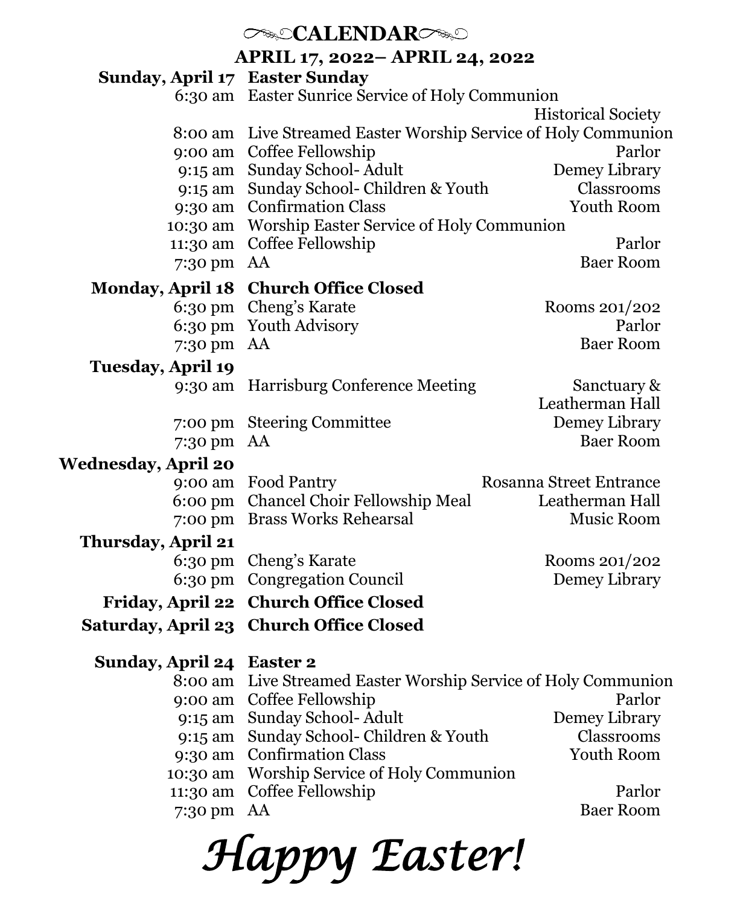# CALENDAR

## APRIL 17, 2022– APRIL 24, 2022

**Sunday, April 17 — Easter Sunday**

| Time | Event | Location |
|---|---|---|
| 6:30 am | Easter Sunrice Service of Holy Communion | Historical Society |
| 8:00 am | Live Streamed Easter Worship Service of Holy Communion | |
| 9:00 am | Coffee Fellowship | Parlor |
| 9:15 am | Sunday School- Adult | Demey Library |
| 9:15 am | Sunday School- Children & Youth | Classrooms |
| 9:30 am | Confirmation Class | Youth Room |
| 10:30 am | Worship Easter Service of Holy Communion | |
| 11:30 am | Coffee Fellowship | Parlor |
| 7:30 pm | AA | Baer Room |

**Monday, April 18 — Church Office Closed**

| Time | Event | Location |
|---|---|---|
| 6:30 pm | Cheng's Karate | Rooms 201/202 |
| 6:30 pm | Youth Advisory | Parlor |
| 7:30 pm | AA | Baer Room |

**Tuesday, April 19**

| Time | Event | Location |
|---|---|---|
| 9:30 am | Harrisburg Conference Meeting | Sanctuary & Leatherman Hall |
| 7:00 pm | Steering Committee | Demey Library |
| 7:30 pm | AA | Baer Room |

**Wednesday, April 20**

| Time | Event | Location |
|---|---|---|
| 9:00 am | Food Pantry | Rosanna Street Entrance |
| 6:00 pm | Chancel Choir Fellowship Meal | Leatherman Hall |
| 7:00 pm | Brass Works Rehearsal | Music Room |

**Thursday, April 21**

| Time | Event | Location |
|---|---|---|
| 6:30 pm | Cheng's Karate | Rooms 201/202 |
| 6:30 pm | Congregation Council | Demey Library |

**Friday, April 22 — Church Office Closed**

**Saturday, April 23 — Church Office Closed**

**Sunday, April 24 — Easter 2**

| Time | Event | Location |
|---|---|---|
| 8:00 am | Live Streamed Easter Worship Service of Holy Communion | |
| 9:00 am | Coffee Fellowship | Parlor |
| 9:15 am | Sunday School- Adult | Demey Library |
| 9:15 am | Sunday School- Children & Youth | Classrooms |
| 9:30 am | Confirmation Class | Youth Room |
| 10:30 am | Worship Service of Holy Communion | |
| 11:30 am | Coffee Fellowship | Parlor |
| 7:30 pm | AA | Baer Room |

*Happy Easter!*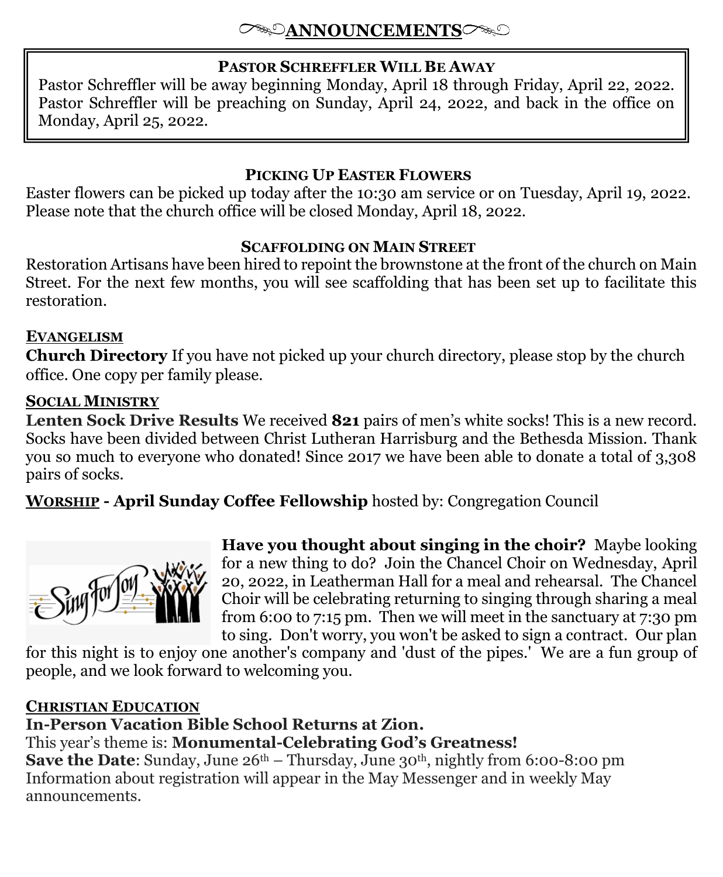# ANNOUNCEMENTS

### PASTOR SCHREFFLER WILL BE AWAY

Pastor Schreffler will be away beginning Monday, April 18 through Friday, April 22, 2022. Pastor Schreffler will be preaching on Sunday, April 24, 2022, and back in the office on Monday, April 25, 2022.

### PICKING UP EASTER FLOWERS

Easter flowers can be picked up today after the 10:30 am service or on Tuesday, April 19, 2022. Please note that the church office will be closed Monday, April 18, 2022.

### SCAFFOLDING ON MAIN STREET

Restoration Artisans have been hired to repoint the brownstone at the front of the church on Main Street. For the next few months, you will see scaffolding that has been set up to facilitate this restoration.

### EVANGELISM

**Church Directory** If you have not picked up your church directory, please stop by the church office. One copy per family please.

### SOCIAL MINISTRY

**Lenten Sock Drive Results** We received **821** pairs of men's white socks! This is a new record. Socks have been divided between Christ Lutheran Harrisburg and the Bethesda Mission. Thank you so much to everyone who donated! Since 2017 we have been able to donate a total of 3,308 pairs of socks.

**WORSHIP - April Sunday Coffee Fellowship** hosted by: Congregation Council

**Have you thought about singing in the choir?** Maybe looking for a new thing to do? Join the Chancel Choir on Wednesday, April 20, 2022, in Leatherman Hall for a meal and rehearsal. The Chancel Choir will be celebrating returning to singing through sharing a meal from 6:00 to 7:15 pm. Then we will meet in the sanctuary at 7:30 pm to sing. Don't worry, you won't be asked to sign a contract. Our plan for this night is to enjoy one another's company and 'dust of the pipes.' We are a fun group of people, and we look forward to welcoming you.

### CHRISTIAN EDUCATION

**In-Person Vacation Bible School Returns at Zion.**

This year's theme is: **Monumental-Celebrating God's Greatness!**

**Save the Date**: Sunday, June 26th – Thursday, June 30th, nightly from 6:00-8:00 pm

Information about registration will appear in the May Messenger and in weekly May announcements.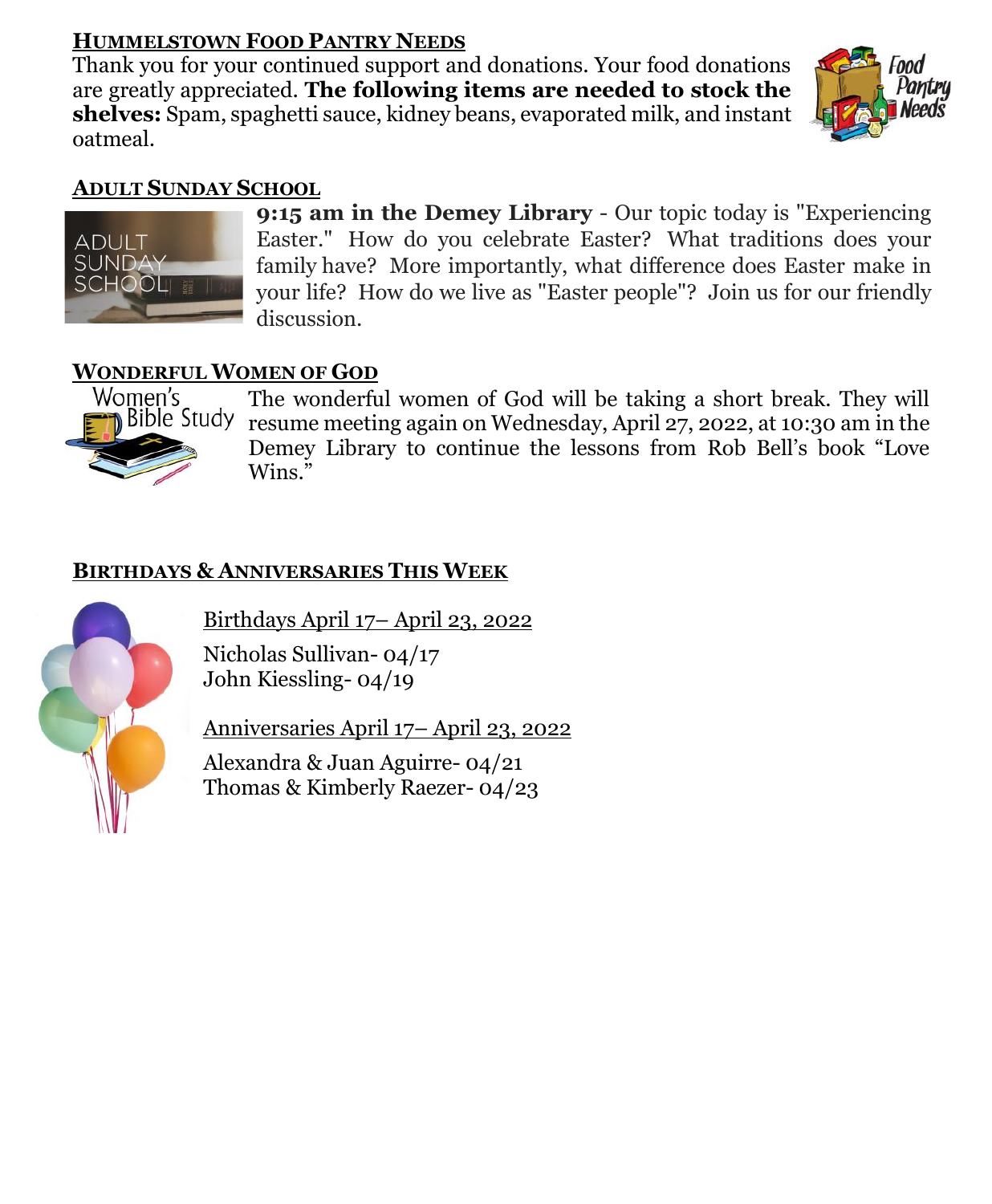## Hummelstown Food Pantry Needs

Thank you for your continued support and donations. Your food donations are greatly appreciated. **The following items are needed to stock the shelves:** Spam, spaghetti sauce, kidney beans, evaporated milk, and instant oatmeal.

## Adult Sunday School

**9:15 am in the Demey Library** - Our topic today is "Experiencing Easter." How do you celebrate Easter? What traditions does your family have? More importantly, what difference does Easter make in your life? How do we live as "Easter people"? Join us for our friendly discussion.

## Wonderful Women of God

The wonderful women of God will be taking a short break. They will resume meeting again on Wednesday, April 27, 2022, at 10:30 am in the Demey Library to continue the lessons from Rob Bell's book "Love Wins."

## Birthdays & Anniversaries This Week

Birthdays April 17– April 23, 2022

Nicholas Sullivan- 04/17
John Kiessling- 04/19

Anniversaries April 17– April 23, 2022

Alexandra & Juan Aguirre- 04/21
Thomas & Kimberly Raezer- 04/23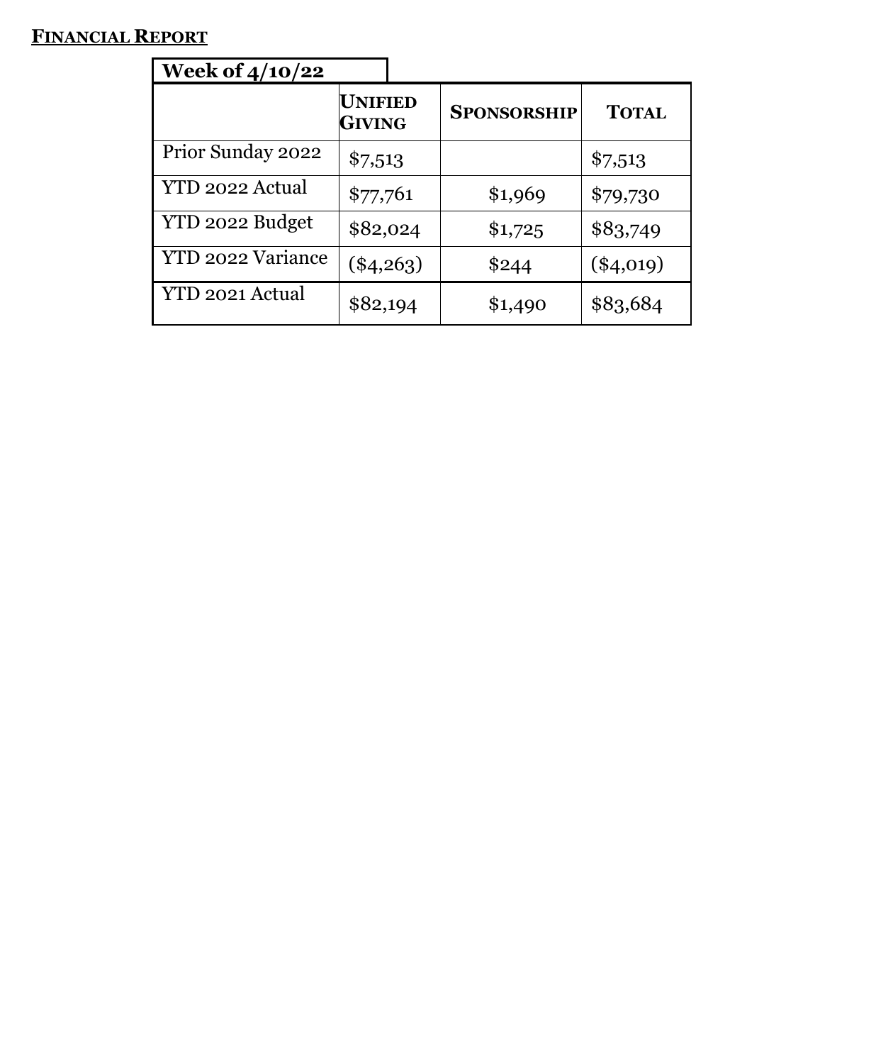## FINANCIAL REPORT

| Week of 4/10/22 | UNIFIED GIVING | SPONSORSHIP | TOTAL |
|---|---|---|---|
| Prior Sunday 2022 | $7,513 | | $7,513 |
| YTD 2022 Actual | $77,761 | $1,969 | $79,730 |
| YTD 2022 Budget | $82,024 | $1,725 | $83,749 |
| YTD 2022 Variance | ($4,263) | $244 | ($4,019) |
| YTD 2021 Actual | $82,194 | $1,490 | $83,684 |